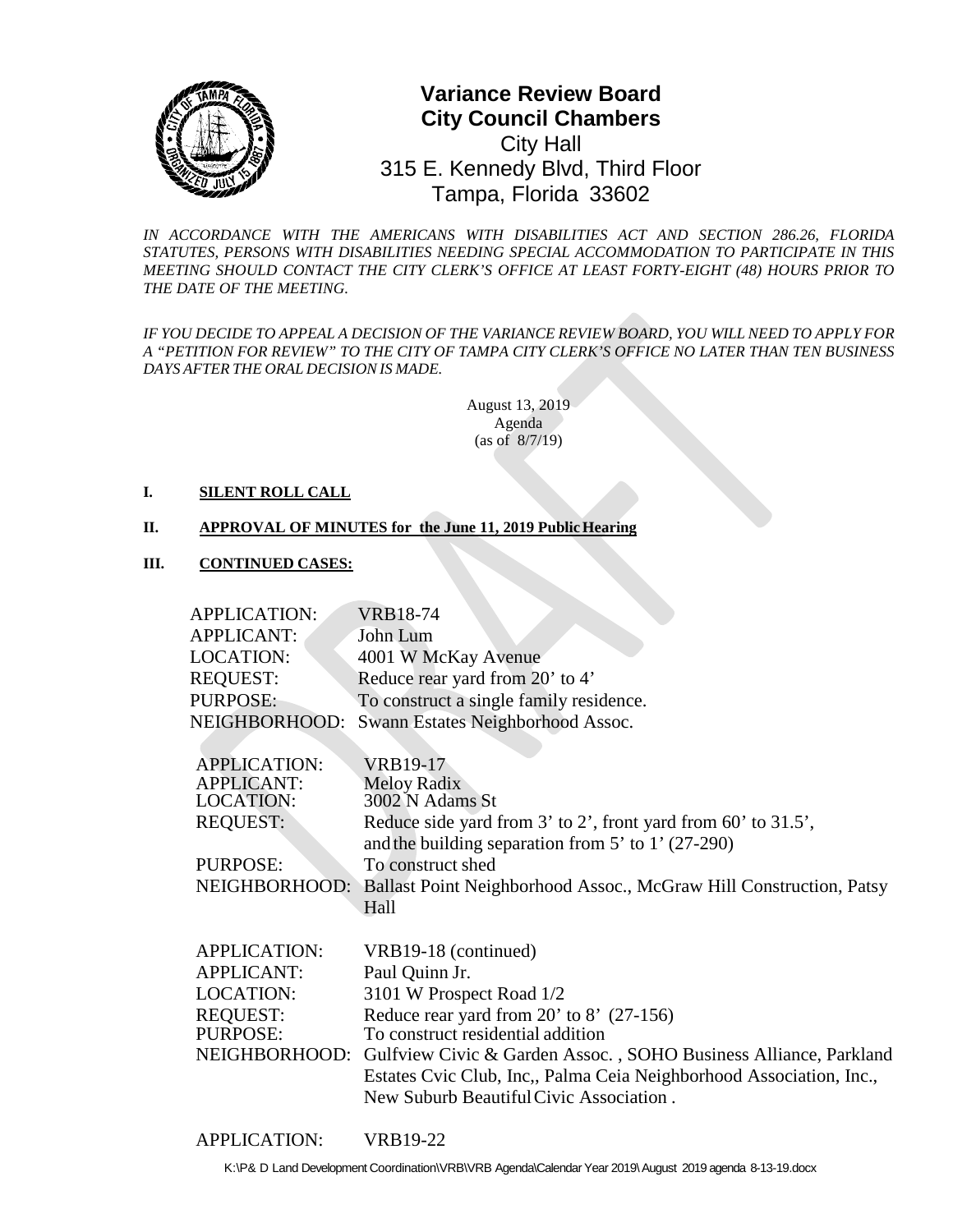# Variance Review Board
## City Council Chambers

City Hall
315 E. Kennedy Blvd, Third Floor
Tampa, Florida 33602

*IN ACCORDANCE WITH THE AMERICANS WITH DISABILITIES ACT AND SECTION 286.26, FLORIDA STATUTES, PERSONS WITH DISABILITIES NEEDING SPECIAL ACCOMMODATION TO PARTICIPATE IN THIS MEETING SHOULD CONTACT THE CITY CLERK'S OFFICE AT LEAST FORTY-EIGHT (48) HOURS PRIOR TO THE DATE OF THE MEETING.*

*IF YOU DECIDE TO APPEAL A DECISION OF THE VARIANCE REVIEW BOARD, YOU WILL NEED TO APPLY FOR A "PETITION FOR REVIEW" TO THE CITY OF TAMPA CITY CLERK'S OFFICE NO LATER THAN TEN BUSINESS DAYS AFTER THE ORAL DECISION IS MADE.*

August 13, 2019
Agenda
(as of 8/7/19)

**I. SILENT ROLL CALL**

**II. APPROVAL OF MINUTES for the June 11, 2019 Public Hearing**

**III. CONTINUED CASES:**

APPLICATION: VRB18-74
APPLICANT: John Lum
LOCATION: 4001 W McKay Avenue
REQUEST: Reduce rear yard from 20' to 4'
PURPOSE: To construct a single family residence.
NEIGHBORHOOD: Swann Estates Neighborhood Assoc.

APPLICATION: VRB19-17
APPLICANT: Meloy Radix
LOCATION: 3002 N Adams St
REQUEST: Reduce side yard from 3' to 2', front yard from 60' to 31.5', and the building separation from 5' to 1' (27-290)
PURPOSE: To construct shed
NEIGHBORHOOD: Ballast Point Neighborhood Assoc., McGraw Hill Construction, Patsy Hall

APPLICATION: VRB19-18 (continued)
APPLICANT: Paul Quinn Jr.
LOCATION: 3101 W Prospect Road 1/2
REQUEST: Reduce rear yard from 20' to 8' (27-156)
PURPOSE: To construct residential addition
NEIGHBORHOOD: Gulfview Civic & Garden Assoc. , SOHO Business Alliance, Parkland Estates Cvic Club, Inc,, Palma Ceia Neighborhood Association, Inc., New Suburb Beautiful Civic Association .

APPLICATION: VRB19-22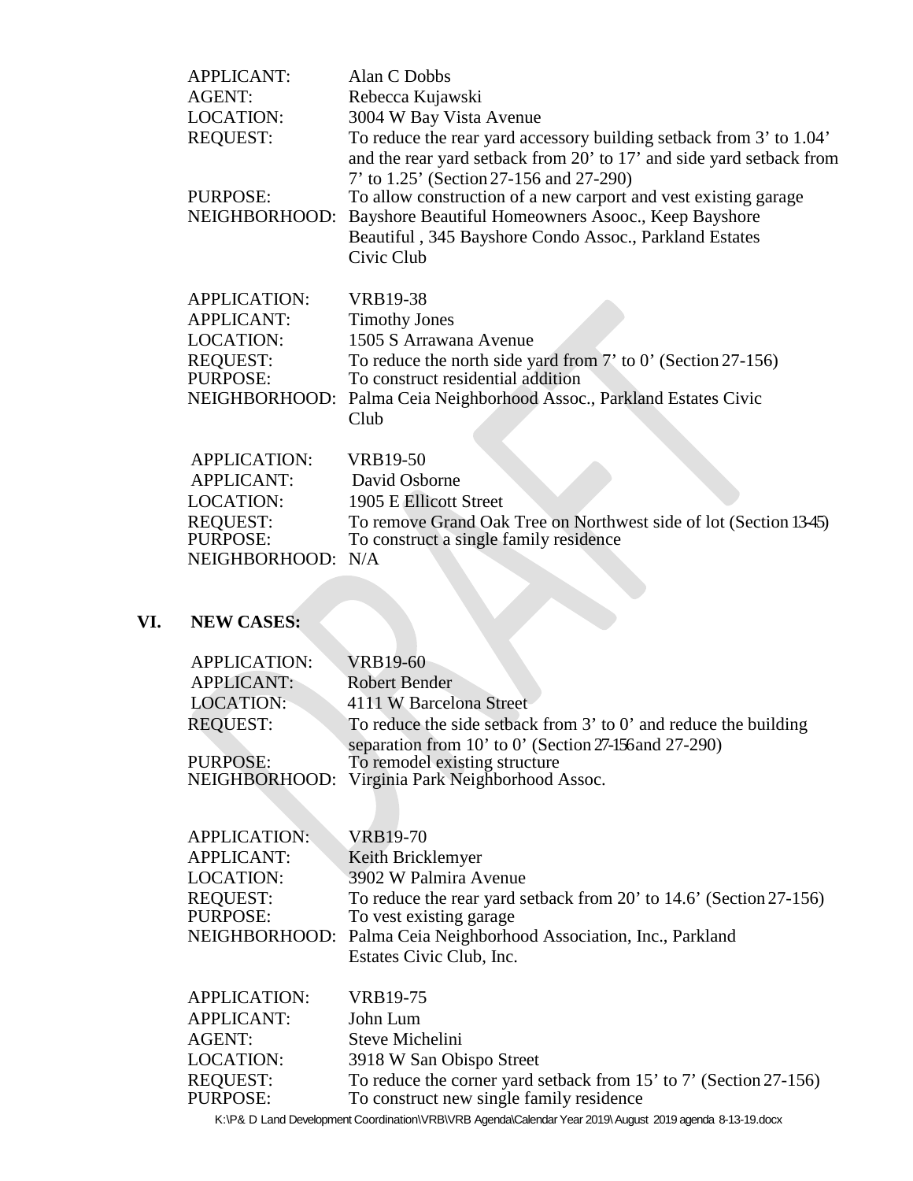APPLICANT: Alan C Dobbs
AGENT: Rebecca Kujawski
LOCATION: 3004 W Bay Vista Avenue
REQUEST: To reduce the rear yard accessory building setback from 3' to 1.04' and the rear yard setback from 20' to 17' and side yard setback from 7' to 1.25' (Section 27-156 and 27-290)
PURPOSE: To allow construction of a new carport and vest existing garage
NEIGHBORHOOD: Bayshore Beautiful Homeowners Asooc., Keep Bayshore Beautiful , 345 Bayshore Condo Assoc., Parkland Estates Civic Club

APPLICATION: VRB19-38
APPLICANT: Timothy Jones
LOCATION: 1505 S Arrawana Avenue
REQUEST: To reduce the north side yard from 7' to 0' (Section 27-156)
PURPOSE: To construct residential addition
NEIGHBORHOOD: Palma Ceia Neighborhood Assoc., Parkland Estates Civic Club

APPLICATION: VRB19-50
APPLICANT: David Osborne
LOCATION: 1905 E Ellicott Street
REQUEST: To remove Grand Oak Tree on Northwest side of lot (Section 13-45)
PURPOSE: To construct a single family residence
NEIGHBORHOOD: N/A

## VI. NEW CASES:

APPLICATION: VRB19-60
APPLICANT: Robert Bender
LOCATION: 4111 W Barcelona Street
REQUEST: To reduce the side setback from 3' to 0' and reduce the building separation from 10' to 0' (Section 27-156 and 27-290)
PURPOSE: To remodel existing structure
NEIGHBORHOOD: Virginia Park Neighborhood Assoc.

APPLICATION: VRB19-70
APPLICANT: Keith Bricklemyer
LOCATION: 3902 W Palmira Avenue
REQUEST: To reduce the rear yard setback from 20' to 14.6' (Section 27-156)
PURPOSE: To vest existing garage
NEIGHBORHOOD: Palma Ceia Neighborhood Association, Inc., Parkland Estates Civic Club, Inc.

APPLICATION: VRB19-75
APPLICANT: John Lum
AGENT: Steve Michelini
LOCATION: 3918 W San Obispo Street
REQUEST: To reduce the corner yard setback from 15' to 7' (Section 27-156)
PURPOSE: To construct new single family residence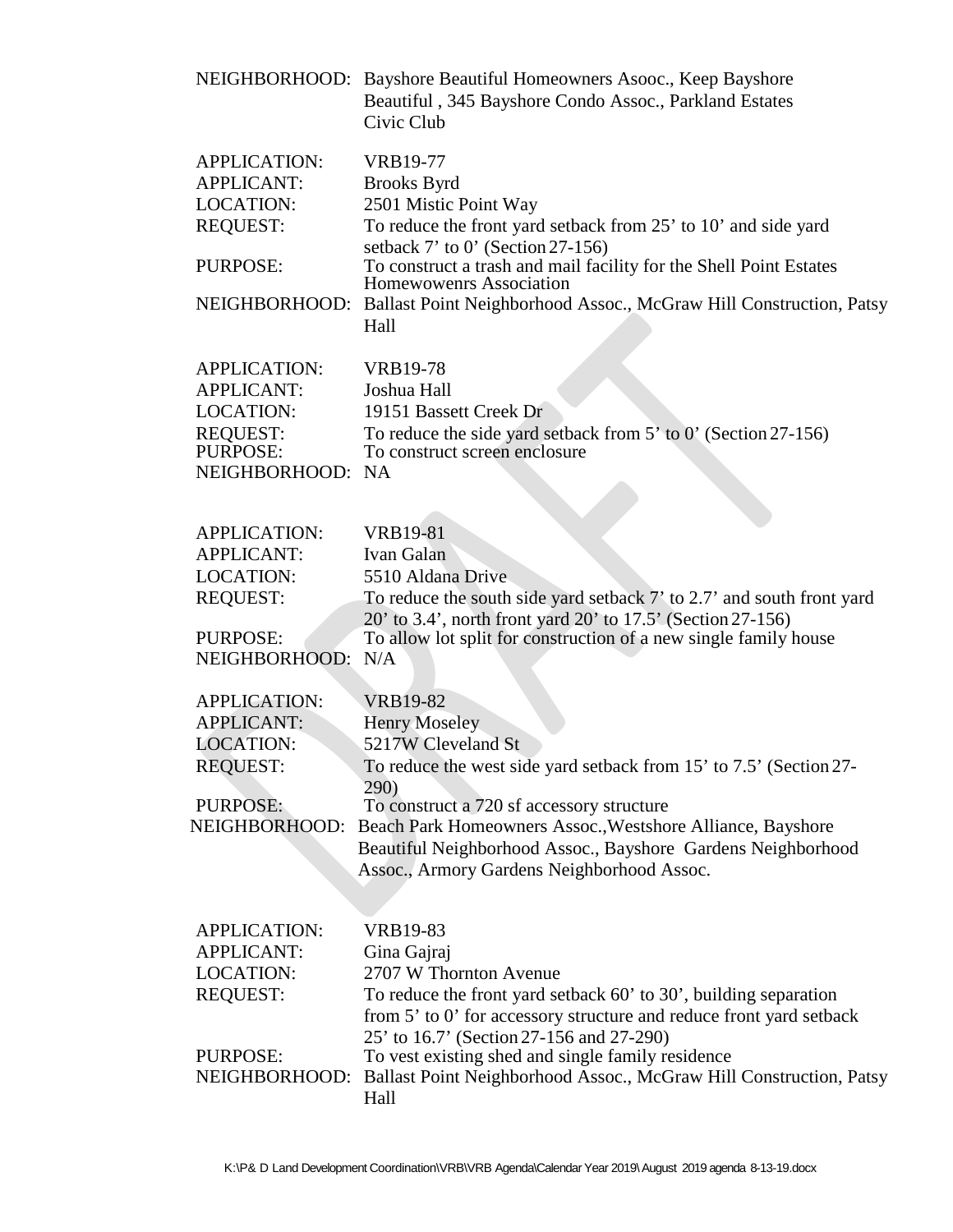NEIGHBORHOOD: Bayshore Beautiful Homeowners Asooc., Keep Bayshore Beautiful , 345 Bayshore Condo Assoc., Parkland Estates Civic Club

APPLICATION: VRB19-77
APPLICANT: Brooks Byrd
LOCATION: 2501 Mistic Point Way
REQUEST: To reduce the front yard setback from 25' to 10' and side yard setback 7' to 0' (Section 27-156)
PURPOSE: To construct a trash and mail facility for the Shell Point Estates Homewowenrs Association
NEIGHBORHOOD: Ballast Point Neighborhood Assoc., McGraw Hill Construction, Patsy Hall

APPLICATION: VRB19-78
APPLICANT: Joshua Hall
LOCATION: 19151 Bassett Creek Dr
REQUEST: To reduce the side yard setback from 5' to 0' (Section 27-156)
PURPOSE: To construct screen enclosure
NEIGHBORHOOD: NA

APPLICATION: VRB19-81
APPLICANT: Ivan Galan
LOCATION: 5510 Aldana Drive
REQUEST: To reduce the south side yard setback 7' to 2.7' and south front yard 20' to 3.4', north front yard 20' to 17.5' (Section 27-156)
PURPOSE: To allow lot split for construction of a new single family house
NEIGHBORHOOD: N/A

APPLICATION: VRB19-82
APPLICANT: Henry Moseley
LOCATION: 5217W Cleveland St
REQUEST: To reduce the west side yard setback from 15' to 7.5' (Section 27-290)
PURPOSE: To construct a 720 sf accessory structure
NEIGHBORHOOD: Beach Park Homeowners Assoc.,Westshore Alliance, Bayshore Beautiful Neighborhood Assoc., Bayshore Gardens Neighborhood Assoc., Armory Gardens Neighborhood Assoc.

APPLICATION: VRB19-83
APPLICANT: Gina Gajraj
LOCATION: 2707 W Thornton Avenue
REQUEST: To reduce the front yard setback 60' to 30', building separation from 5' to 0' for accessory structure and reduce front yard setback 25' to 16.7' (Section 27-156 and 27-290)
PURPOSE: To vest existing shed and single family residence
NEIGHBORHOOD: Ballast Point Neighborhood Assoc., McGraw Hill Construction, Patsy Hall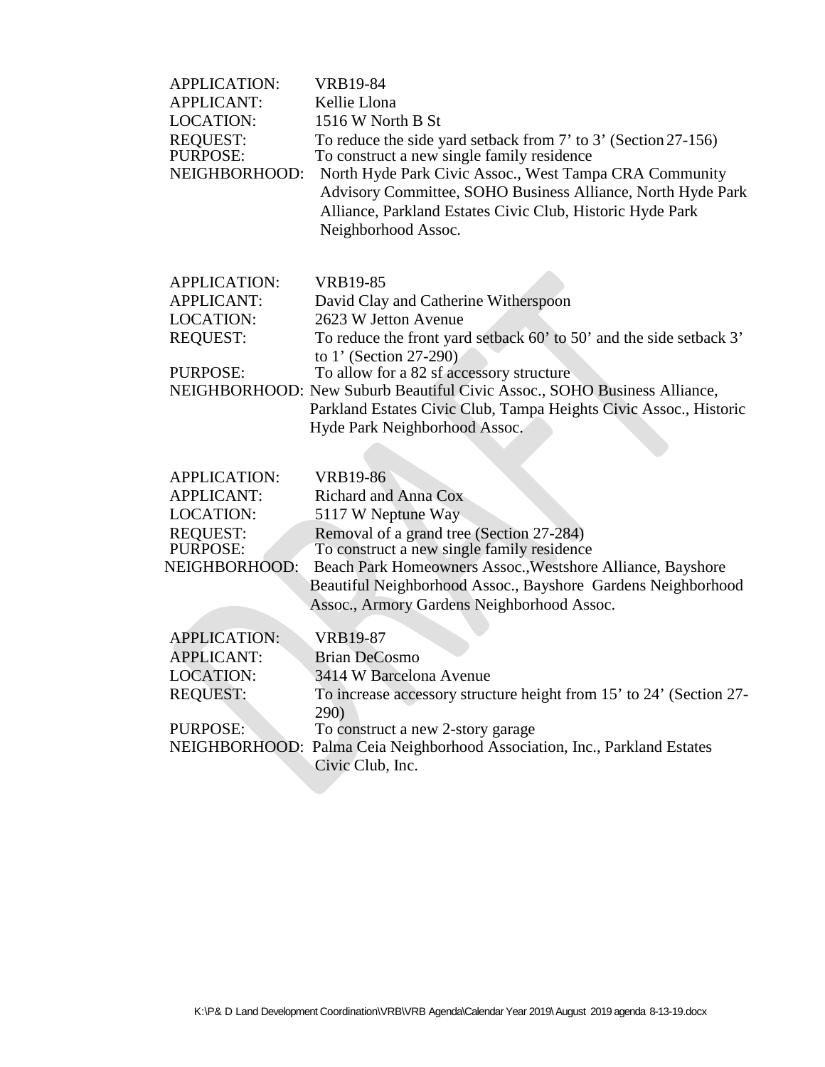APPLICATION: VRB19-84
APPLICANT: Kellie Llona
LOCATION: 1516 W North B St
REQUEST: To reduce the side yard setback from 7' to 3' (Section 27-156)
PURPOSE: To construct a new single family residence
NEIGHBORHOOD: North Hyde Park Civic Assoc., West Tampa CRA Community Advisory Committee, SOHO Business Alliance, North Hyde Park Alliance, Parkland Estates Civic Club, Historic Hyde Park Neighborhood Assoc.

APPLICATION: VRB19-85
APPLICANT: David Clay and Catherine Witherspoon
LOCATION: 2623 W Jetton Avenue
REQUEST: To reduce the front yard setback 60' to 50' and the side setback 3' to 1' (Section 27-290)
PURPOSE: To allow for a 82 sf accessory structure
NEIGHBORHOOD: New Suburb Beautiful Civic Assoc., SOHO Business Alliance, Parkland Estates Civic Club, Tampa Heights Civic Assoc., Historic Hyde Park Neighborhood Assoc.

APPLICATION: VRB19-86
APPLICANT: Richard and Anna Cox
LOCATION: 5117 W Neptune Way
REQUEST: Removal of a grand tree (Section 27-284)
PURPOSE: To construct a new single family residence
NEIGHBORHOOD: Beach Park Homeowners Assoc.,Westshore Alliance, Bayshore Beautiful Neighborhood Assoc., Bayshore Gardens Neighborhood Assoc., Armory Gardens Neighborhood Assoc.

APPLICATION: VRB19-87
APPLICANT: Brian DeCosmo
LOCATION: 3414 W Barcelona Avenue
REQUEST: To increase accessory structure height from 15' to 24' (Section 27-290)
PURPOSE: To construct a new 2-story garage
NEIGHBORHOOD: Palma Ceia Neighborhood Association, Inc., Parkland Estates Civic Club, Inc.